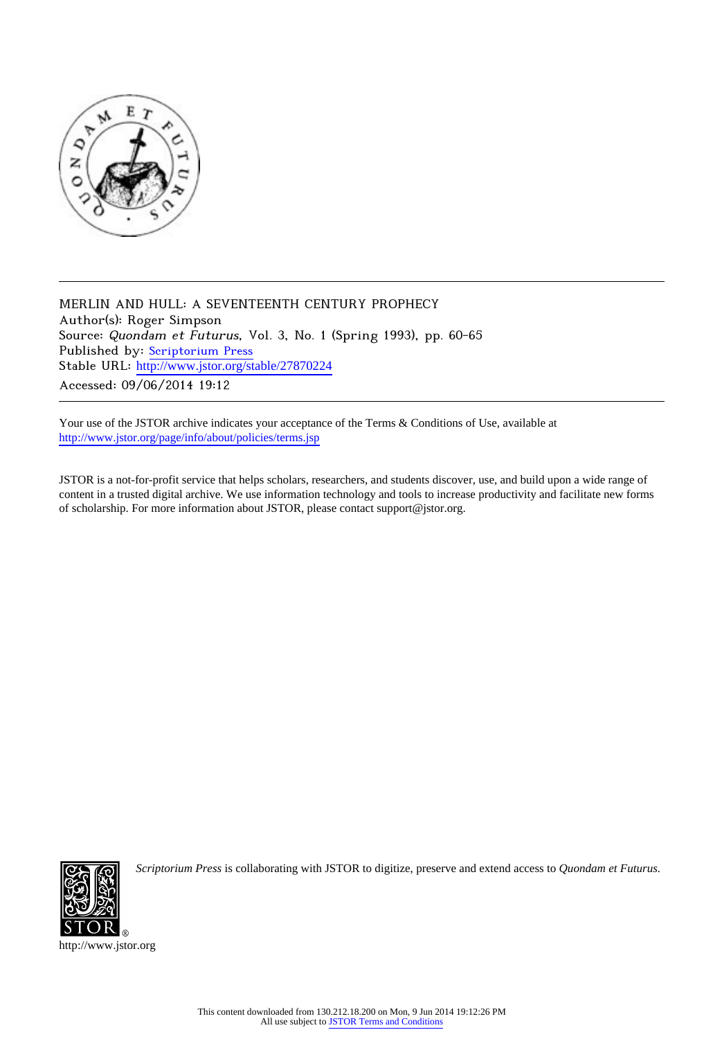MERLIN AND HULL: A SEVENTEENTH CENTURY PROPHECY
Author(s): Roger Simpson
Source: *Quondam et Futurus*, Vol. 3, No. 1 (Spring 1993), pp. 60-65
Published by: Scriptorium Press
Stable URL: http://www.jstor.org/stable/27870224
Accessed: 09/06/2014 19:12

Your use of the JSTOR archive indicates your acceptance of the Terms & Conditions of Use, available at
http://www.jstor.org/page/info/about/policies/terms.jsp

JSTOR is a not-for-profit service that helps scholars, researchers, and students discover, use, and build upon a wide range of content in a trusted digital archive. We use information technology and tools to increase productivity and facilitate new forms of scholarship. For more information about JSTOR, please contact support@jstor.org.

*Scriptorium Press* is collaborating with JSTOR to digitize, preserve and extend access to *Quondam et Futurus.*

http://www.jstor.org

This content downloaded from 130.212.18.200 on Mon, 9 Jun 2014 19:12:26 PM
All use subject to JSTOR Terms and Conditions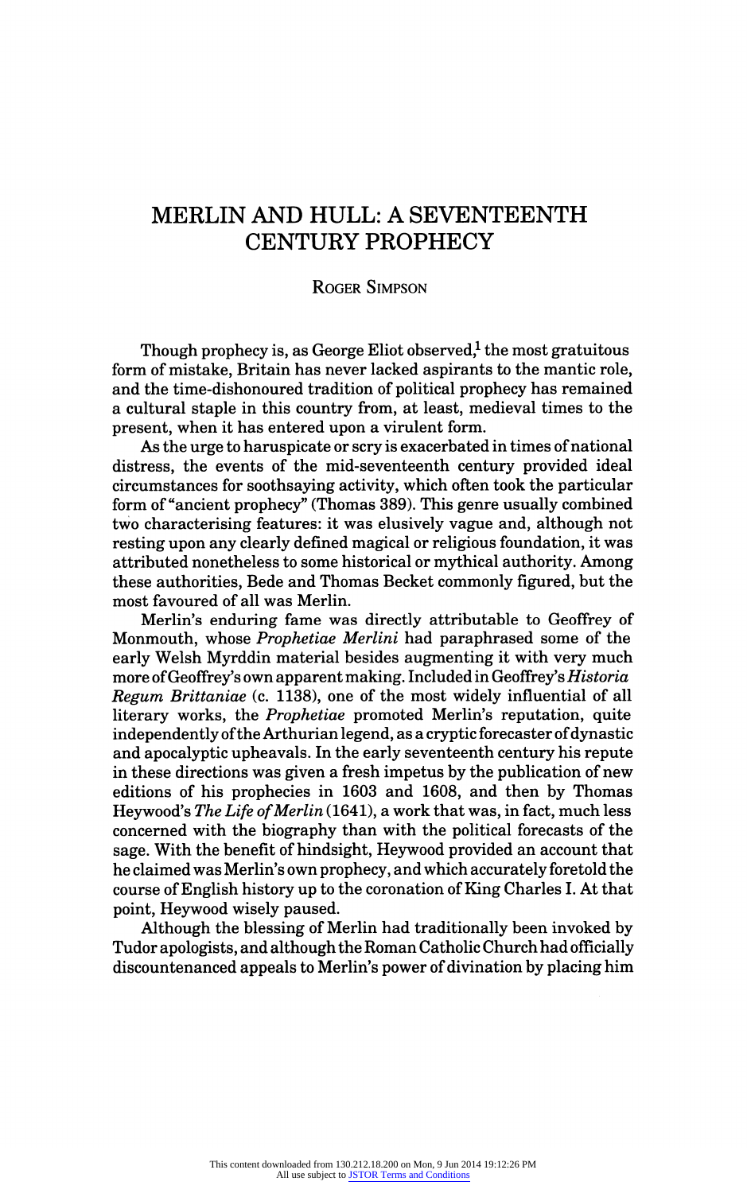# MERLIN AND HULL: A SEVENTEENTH CENTURY PROPHECY

ROGER SIMPSON

Though prophecy is, as George Eliot observed,[1] the most gratuitous form of mistake, Britain has never lacked aspirants to the mantic role, and the time-dishonoured tradition of political prophecy has remained a cultural staple in this country from, at least, medieval times to the present, when it has entered upon a virulent form.

As the urge to haruspicate or scry is exacerbated in times of national distress, the events of the mid-seventeenth century provided ideal circumstances for soothsaying activity, which often took the particular form of "ancient prophecy" (Thomas 389). This genre usually combined two characterising features: it was elusively vague and, although not resting upon any clearly defined magical or religious foundation, it was attributed nonetheless to some historical or mythical authority. Among these authorities, Bede and Thomas Becket commonly figured, but the most favoured of all was Merlin.

Merlin's enduring fame was directly attributable to Geoffrey of Monmouth, whose *Prophetiae Merlini* had paraphrased some of the early Welsh Myrddin material besides augmenting it with very much more of Geoffrey's own apparent making. Included in Geoffrey's *Historia Regum Brittaniae* (c. 1138), one of the most widely influential of all literary works, the *Prophetiae* promoted Merlin's reputation, quite independently of the Arthurian legend, as a cryptic forecaster of dynastic and apocalyptic upheavals. In the early seventeenth century his repute in these directions was given a fresh impetus by the publication of new editions of his prophecies in 1603 and 1608, and then by Thomas Heywood's *The Life of Merlin* (1641), a work that was, in fact, much less concerned with the biography than with the political forecasts of the sage. With the benefit of hindsight, Heywood provided an account that he claimed was Merlin's own prophecy, and which accurately foretold the course of English history up to the coronation of King Charles I. At that point, Heywood wisely paused.

Although the blessing of Merlin had traditionally been invoked by Tudor apologists, and although the Roman Catholic Church had officially discountenanced appeals to Merlin's power of divination by placing him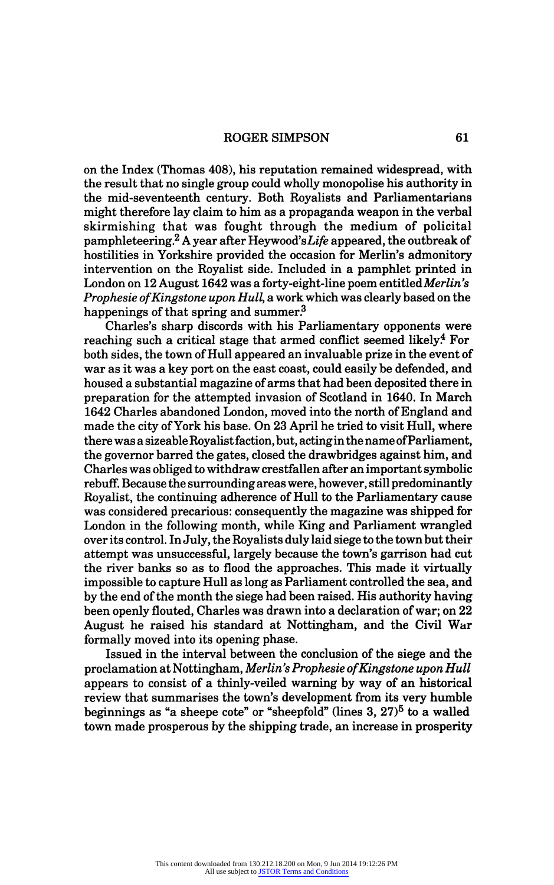on the Index (Thomas 408), his reputation remained widespread, with the result that no single group could wholly monopolise his authority in the mid-seventeenth century. Both Royalists and Parliamentarians might therefore lay claim to him as a propaganda weapon in the verbal skirmishing that was fought through the medium of policital pamphleteering.[2] A year after Heywood's *Life* appeared, the outbreak of hostilities in Yorkshire provided the occasion for Merlin's admonitory intervention on the Royalist side. Included in a pamphlet printed in London on 12 August 1642 was a forty-eight-line poem entitled *Merlin's Prophesie of Kingstone upon Hull*, a work which was clearly based on the happenings of that spring and summer.[3]

Charles's sharp discords with his Parliamentary opponents were reaching such a critical stage that armed conflict seemed likely.[4] For both sides, the town of Hull appeared an invaluable prize in the event of war as it was a key port on the east coast, could easily be defended, and housed a substantial magazine of arms that had been deposited there in preparation for the attempted invasion of Scotland in 1640. In March 1642 Charles abandoned London, moved into the north of England and made the city of York his base. On 23 April he tried to visit Hull, where there was a sizeable Royalist faction, but, acting in the name of Parliament, the governor barred the gates, closed the drawbridges against him, and Charles was obliged to withdraw crestfallen after an important symbolic rebuff. Because the surrounding areas were, however, still predominantly Royalist, the continuing adherence of Hull to the Parliamentary cause was considered precarious: consequently the magazine was shipped for London in the following month, while King and Parliament wrangled over its control. In July, the Royalists duly laid siege to the town but their attempt was unsuccessful, largely because the town's garrison had cut the river banks so as to flood the approaches. This made it virtually impossible to capture Hull as long as Parliament controlled the sea, and by the end of the month the siege had been raised. His authority having been openly flouted, Charles was drawn into a declaration of war; on 22 August he raised his standard at Nottingham, and the Civil War formally moved into its opening phase.

Issued in the interval between the conclusion of the siege and the proclamation at Nottingham, *Merlin's Prophesie of Kingstone upon Hull* appears to consist of a thinly-veiled warning by way of an historical review that summarises the town's development from its very humble beginnings as "a sheepe cote" or "sheepfold" (lines 3, 27)[5] to a walled town made prosperous by the shipping trade, an increase in prosperity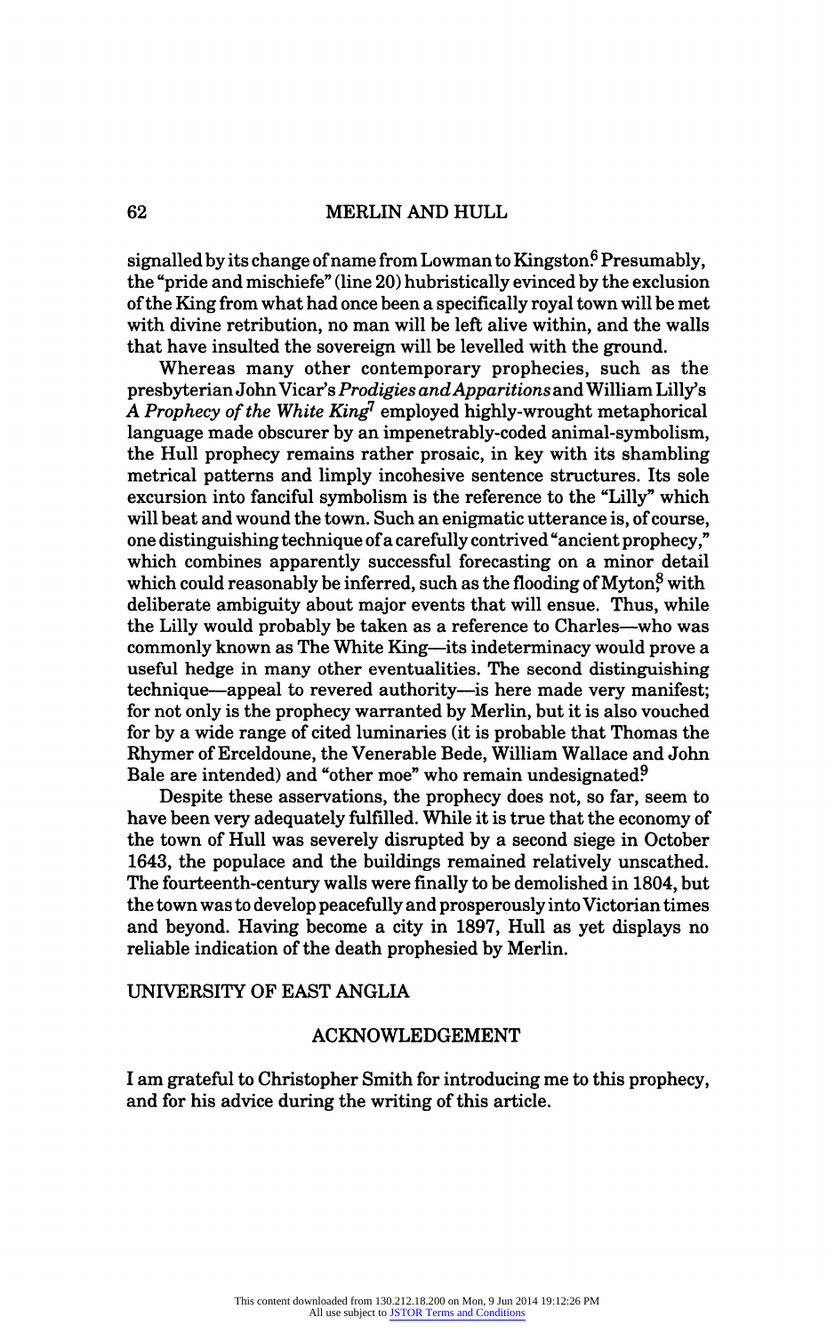signalled by its change of name from Lowman to Kingston.[6] Presumably, the "pride and mischiefe" (line 20) hubristically evinced by the exclusion of the King from what had once been a specifically royal town will be met with divine retribution, no man will be left alive within, and the walls that have insulted the sovereign will be levelled with the ground.

Whereas many other contemporary prophecies, such as the presbyterian John Vicar's *Prodigies and Apparitions* and William Lilly's *A Prophecy of the White King*[7] employed highly-wrought metaphorical language made obscurer by an impenetrably-coded animal-symbolism, the Hull prophecy remains rather prosaic, in key with its shambling metrical patterns and limply incohesive sentence structures. Its sole excursion into fanciful symbolism is the reference to the "Lilly" which will beat and wound the town. Such an enigmatic utterance is, of course, one distinguishing technique of a carefully contrived "ancient prophecy," which combines apparently successful forecasting on a minor detail which could reasonably be inferred, such as the flooding of Myton,[8] with deliberate ambiguity about major events that will ensue. Thus, while the Lilly would probably be taken as a reference to Charles—who was commonly known as The White King—its indeterminacy would prove a useful hedge in many other eventualities. The second distinguishing technique—appeal to revered authority—is here made very manifest; for not only is the prophecy warranted by Merlin, but it is also vouched for by a wide range of cited luminaries (it is probable that Thomas the Rhymer of Erceldoune, the Venerable Bede, William Wallace and John Bale are intended) and "other moe" who remain undesignated.[9]

Despite these asservations, the prophecy does not, so far, seem to have been very adequately fulfilled. While it is true that the economy of the town of Hull was severely disrupted by a second siege in October 1643, the populace and the buildings remained relatively unscathed. The fourteenth-century walls were finally to be demolished in 1804, but the town was to develop peacefully and prosperously into Victorian times and beyond. Having become a city in 1897, Hull as yet displays no reliable indication of the death prophesied by Merlin.

UNIVERSITY OF EAST ANGLIA

## ACKNOWLEDGEMENT

I am grateful to Christopher Smith for introducing me to this prophecy, and for his advice during the writing of this article.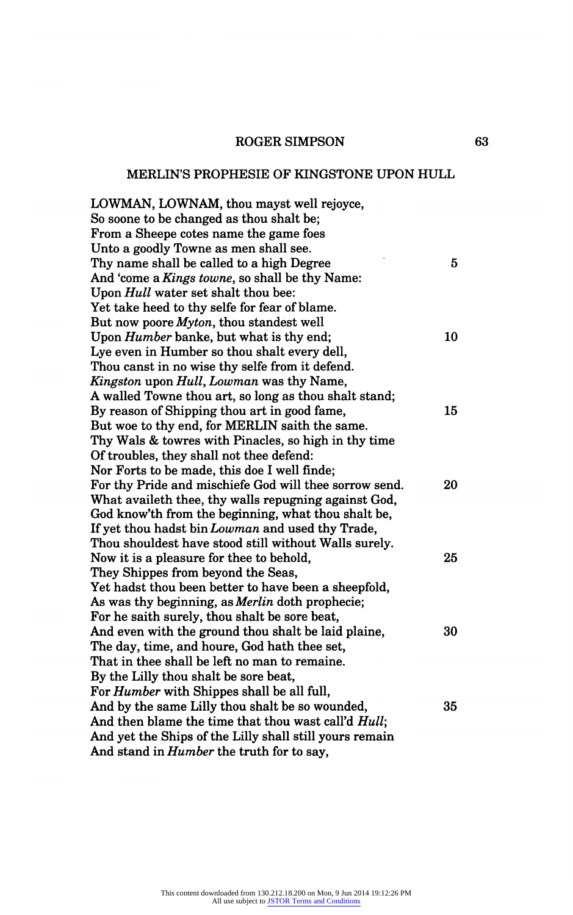## ROGER SIMPSON

### MERLIN'S PROPHESIE OF KINGSTONE UPON HULL

LOWMAN, LOWNAM, thou mayst well rejoyce,
So soone to be changed as thou shalt be;
From a Sheepe cotes name the game foes
Unto a goodly Towne as men shall see.
Thy name shall be called to a high Degree 5
And 'come a *Kings towne*, so shall be thy Name:
Upon *Hull* water set shalt thou bee:
Yet take heed to thy selfe for fear of blame.
But now poore *Myton*, thou standest well
Upon *Humber* banke, but what is thy end; 10
Lye even in Humber so thou shalt every dell,
Thou canst in no wise thy selfe from it defend.
*Kingston* upon *Hull*, *Lowman* was thy Name,
A walled Towne thou art, so long as thou shalt stand;
By reason of Shipping thou art in good fame, 15
But woe to thy end, for MERLIN saith the same.
Thy Wals & towres with Pinacles, so high in thy time
Of troubles, they shall not thee defend:
Nor Forts to be made, this doe I well finde;
For thy Pride and mischiefe God will thee sorrow send. 20
What availeth thee, thy walls repugning against God,
God know'th from the beginning, what thou shalt be,
If yet thou hadst bin *Lowman* and used thy Trade,
Thou shouldest have stood still without Walls surely.
Now it is a pleasure for thee to behold, 25
They Shippes from beyond the Seas,
Yet hadst thou been better to have been a sheepfold,
As was thy beginning, as *Merlin* doth prophecie;
For he saith surely, thou shalt be sore beat,
And even with the ground thou shalt be laid plaine, 30
The day, time, and houre, God hath thee set,
That in thee shall be left no man to remaine.
By the Lilly thou shalt be sore beat,
For *Humber* with Shippes shall be all full,
And by the same Lilly thou shalt be so wounded, 35
And then blame the time that thou wast call'd *Hull*;
And yet the Ships of the Lilly shall still yours remain
And stand in *Humber* the truth for to say,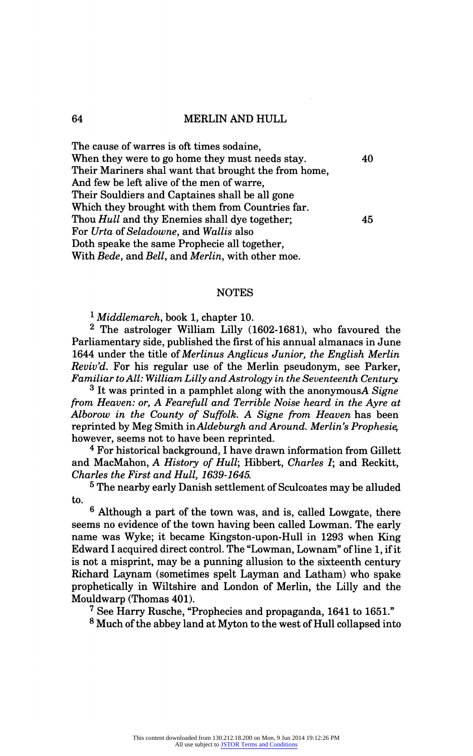The cause of warres is oft times sodaine,
When they were to go home they must needs stay. 40
Their Mariners shal want that brought the from home,
And few be left alive of the men of warre,
Their Souldiers and Captaines shall be all gone
Which they brought with them from Countries far.
Thou *Hull* and thy Enemies shall dye together; 45
For *Urta* of *Seladowne*, and *Wallis* also
Doth speake the same Prophecie all together,
With *Bede*, and *Bell*, and *Merlin*, with other moe.

## NOTES

[1] *Middlemarch*, book 1, chapter 10.

[2] The astrologer William Lilly (1602-1681), who favoured the Parliamentary side, published the first of his annual almanacs in June 1644 under the title of *Merlinus Anglicus Junior, the English Merlin Reviv'd*. For his regular use of the Merlin pseudonym, see Parker, *Familiar to All: William Lilly and Astrology in the Seventeenth Century*.

[3] It was printed in a pamphlet along with the anonymous *A Signe from Heaven: or, A Fearefull and Terrible Noise heard in the Ayre at Alborow in the County of Suffolk. A Signe from Heaven* has been reprinted by Meg Smith in *Aldeburgh and Around. Merlin's Prophesie*, however, seems not to have been reprinted.

[4] For historical background, I have drawn information from Gillett and MacMahon, *A History of Hull*; Hibbert, *Charles I*; and Reckitt, *Charles the First and Hull, 1639-1645*.

[5] The nearby early Danish settlement of Sculcoates may be alluded to.

[6] Although a part of the town was, and is, called Lowgate, there seems no evidence of the town having been called Lowman. The early name was Wyke; it became Kingston-upon-Hull in 1293 when King Edward I acquired direct control. The "Lowman, Lownam" of line 1, if it is not a misprint, may be a punning allusion to the sixteenth century Richard Laynam (sometimes spelt Layman and Latham) who spake prophetically in Wiltshire and London of Merlin, the Lilly and the Mouldwarp (Thomas 401).

[7] See Harry Rusche, "Prophecies and propaganda, 1641 to 1651."

[8] Much of the abbey land at Myton to the west of Hull collapsed into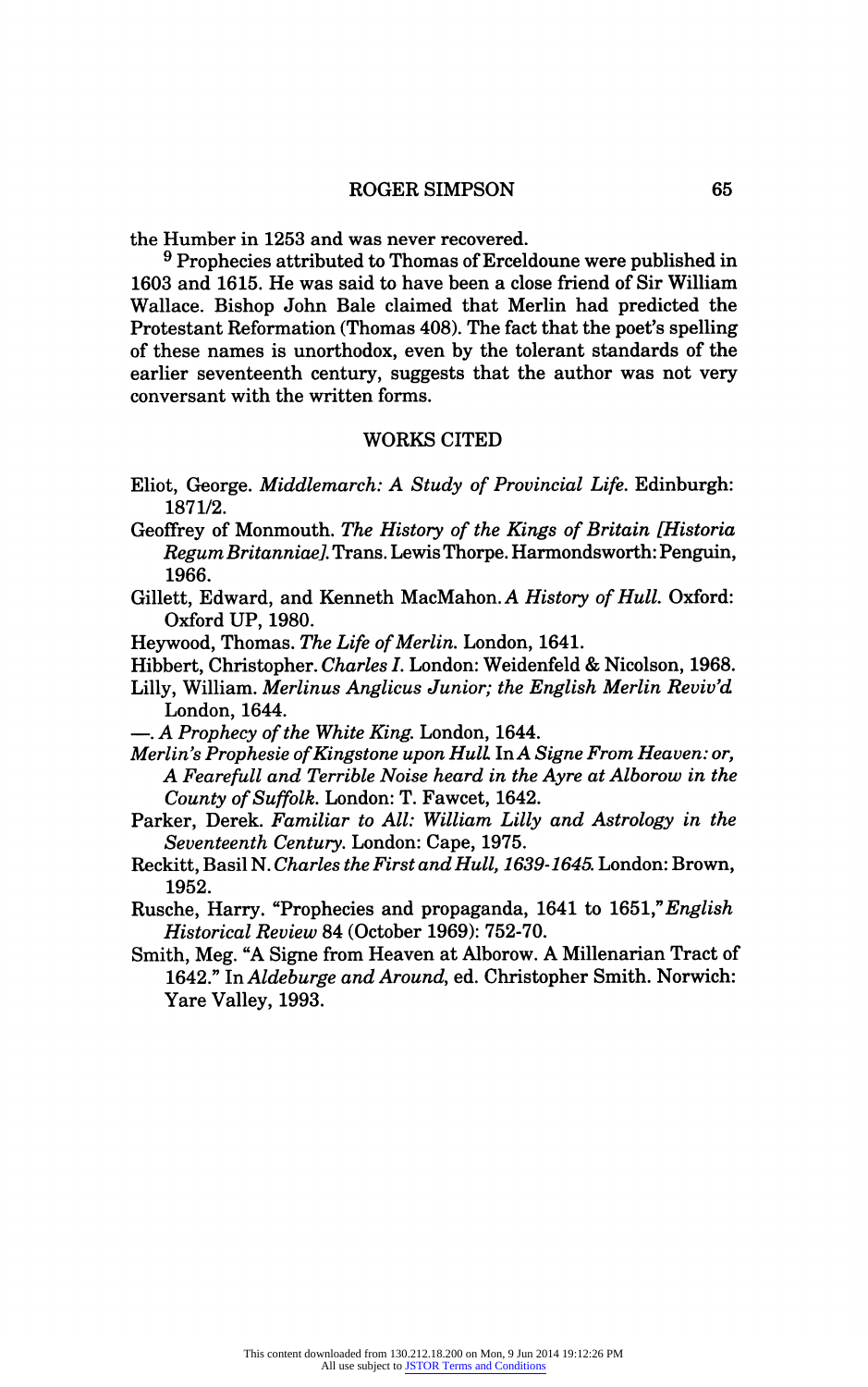the Humber in 1253 and was never recovered.

[9] Prophecies attributed to Thomas of Erceldoune were published in 1603 and 1615. He was said to have been a close friend of Sir William Wallace. Bishop John Bale claimed that Merlin had predicted the Protestant Reformation (Thomas 408). The fact that the poet's spelling of these names is unorthodox, even by the tolerant standards of the earlier seventeenth century, suggests that the author was not very conversant with the written forms.

## WORKS CITED

Eliot, George. *Middlemarch: A Study of Provincial Life*. Edinburgh: 1871/2.

Geoffrey of Monmouth. *The History of the Kings of Britain [Historia Regum Britanniae]*. Trans. Lewis Thorpe. Harmondsworth: Penguin, 1966.

Gillett, Edward, and Kenneth MacMahon. *A History of Hull*. Oxford: Oxford UP, 1980.

Heywood, Thomas. *The Life of Merlin*. London, 1641.

Hibbert, Christopher. *Charles I*. London: Weidenfeld & Nicolson, 1968.

Lilly, William. *Merlinus Anglicus Junior; the English Merlin Reviv'd*. London, 1644.

—. *A Prophecy of the White King*. London, 1644.

*Merlin's Prophesie of Kingstone upon Hull*. In *A Signe From Heaven: or, A Fearefull and Terrible Noise heard in the Ayre at Alborow in the County of Suffolk*. London: T. Fawcet, 1642.

Parker, Derek. *Familiar to All: William Lilly and Astrology in the Seventeenth Century*. London: Cape, 1975.

Reckitt, Basil N. *Charles the First and Hull, 1639-1645*. London: Brown, 1952.

Rusche, Harry. "Prophecies and propaganda, 1641 to 1651," *English Historical Review* 84 (October 1969): 752-70.

Smith, Meg. "A Signe from Heaven at Alborow. A Millenarian Tract of 1642." In *Aldeburge and Around*, ed. Christopher Smith. Norwich: Yare Valley, 1993.